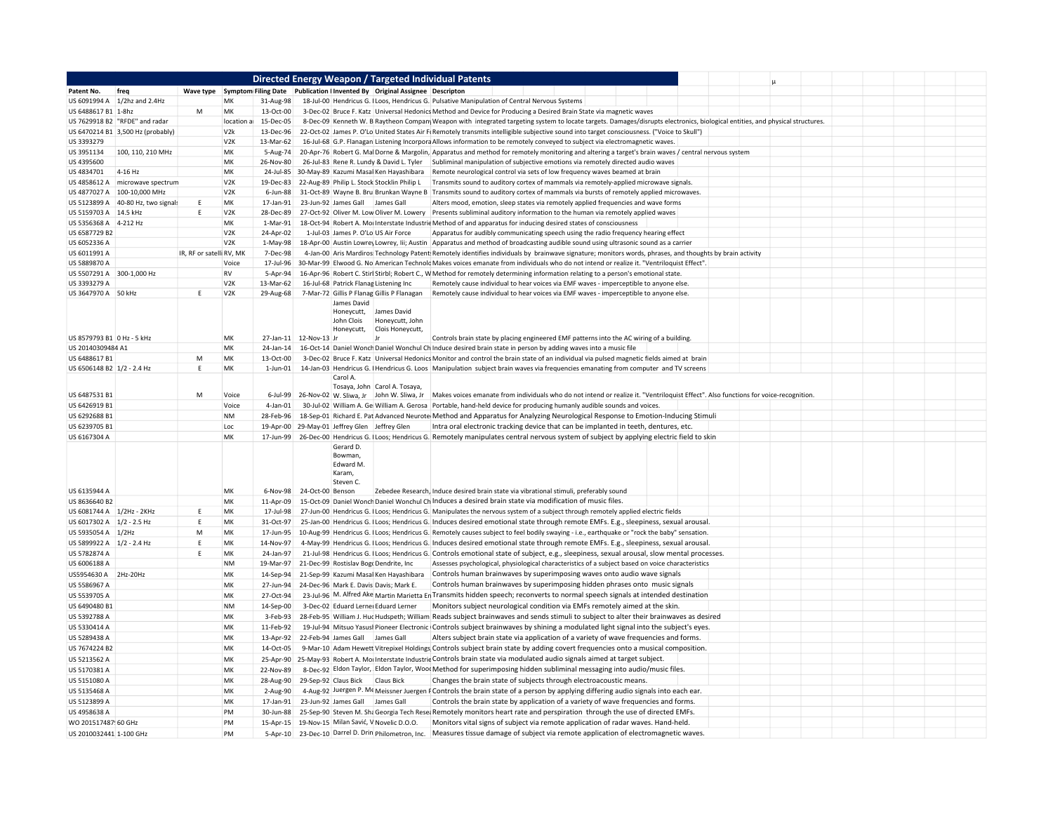# Directed Energy Weapon / Targeted Individual Patents

| Patent No. | freq | Wave type | Symptom | Filing Date | Publication | Invented By | Original Assignee | Descripton |
|---|---|---|---|---|---|---|---|---|
| US 6091994 A | 1/2hz and 2.4Hz | | MK | 31-Aug-98 | 18-Jul-00 | Hendricus G. | Loos, Hendricus G. | Pulsative Manipulation of Central Nervous Systems |
| US 6488617 B1 | 1-8hz | M | MK | 13-Oct-00 | 3-Dec-02 | Bruce F. Katz | Universal Hedonics | Method and Device for Producing a Desired Brain State via magnetic waves |
| US 7629918 B2 | "RFDE" and radar | | location a | 15-Dec-05 | 8-Dec-09 | Kenneth W. B | Raytheon Company | Weapon with integrated targeting system to locate targets. Damages/disrupts electronics, biological entities, and physical structures. |
| US 6470214 B1 | 3,500 Hz (probably) | | V2k | 13-Dec-96 | 22-Oct-02 | James P. O'Lo | United States Air F | Remotely transmits intelligible subjective sound into target consciousness. ("Voice to Skull") |
| US 3393279 | | | V2K | 13-Mar-62 | 16-Jul-68 | G.P. Flanagan | Listening Incorpora | Allows information to be remotely conveyed to subject via electromagnetic waves. |
| US 3951134 | 100, 110, 210 MHz | | MK | 5-Aug-74 | 20-Apr-76 | Robert G. Mal | Dorne & Margolin, | Apparatus and method for remotely monitoring and altering a target's brain waves / central nervous system |
| US 4395600 | | | MK | 26-Nov-80 | 26-Jul-83 | Rene R. Lundy & David L. Tyler | | Subliminal manipulation of subjective emotions via remotely directed audio waves |
| US 4834701 | 4-16 Hz | | MK | 24-Jul-85 | 30-May-89 | Kazumi Masal | Ken Hayashibara | Remote neurological control via sets of low frequency waves beamed at brain |
| US 4858612 A | microwave spectrum | | V2K | 19-Dec-83 | 22-Aug-89 | Philip L. Stock | Stocklin Philip L | Transmits sound to auditory cortex of mammals via remotely-applied microwave signals. |
| US 4877027 A | 100-10,000 MHz | | V2K | 6-Jun-88 | 31-Oct-89 | Wayne B. Bru | Brunkan Wayne B | Transmits sound to auditory cortex of mammals via bursts of remotely applied microwaves. |
| US 5123899 A | 40-80 Hz, two signal | E | MK | 17-Jan-91 | 23-Jun-92 | James Gall | James Gall | Alters mood, emotion, sleep states via remotely applied frequencies and wave forms |
| US 5159703 A | 14.5 kHz | E | V2K | 28-Dec-89 | 27-Oct-92 | Oliver M. Low | Oliver M. Lowery | Presents subliminal auditory information to the human via remotely applied waves |
| US 5356368 A | 4-212 Hz | | MK | 1-Mar-91 | 18-Oct-94 | Robert A. Mo | Interstate Industrie | Method of and apparatus for inducing desired states of consciousness |
| US 6587729 B2 | | | V2K | 24-Apr-02 | 1-Jul-03 | James P. O'Lo | US Air Force | Apparatus for audibly communicating speech using the radio frequency hearing effect |
| US 6052336 A | | | V2K | 1-May-98 | 18-Apr-00 | Austin Lowrey | Lowrey, Iii; Austin | Apparatus and method of broadcasting audible sound using ultrasonic sound as a carrier |
| US 6011991 A | | IR, RF or satelli | RV, MK | 7-Dec-98 | 4-Jan-00 | Aris Mardiros | Technology Patent | Remotely identifies individuals by brainwave signature; monitors words, phrases, and thoughts by brain activity |
| US 5889870 A | | | Voice | 17-Jul-96 | 30-Mar-99 | Elwood G. No | American Technolo | Makes voices emanate from individuals who do not intend or realize it. "Ventriloquist Effect". |
| US 5507291 A | 300-1,000 Hz | | RV | 5-Apr-94 | 16-Apr-96 | Robert C. Stirl | Stirbl; Robert C., W | Method for remotely determining information relating to a person's emotional state. |
| US 3393279 A | | | V2K | 13-Mar-62 | 16-Jul-68 | Patrick Flanag | Listening Inc | Remotely cause individual to hear voices via EMF waves - imperceptible to anyone else. |
| US 3647970 A | 50 kHz | E | V2K | 29-Aug-68 | 7-Mar-72 | Gillis P Flanag | Gillis P Flanagan | Remotely cause individual to hear voices via EMF waves - imperceptible to anyone else. |
| US 8579793 B1 | 0 Hz - 5 kHz | | MK | 27-Jan-11 | 12-Nov-13 | James David Honeycutt, John Clois Honeycutt, Jr | James David Honeycutt, John Clois Honeycutt, Jr | Controls brain state by placing engineered EMF patterns into the AC wiring of a building. |
| US 20140309484 A1 | | | MK | 24-Jan-14 | 16-Oct-14 | Daniel Wonch | Daniel Wonchul Ch | Induce desired brain state in person by adding waves into a music file |
| US 6488617 B1 | | M | MK | 13-Oct-00 | 3-Dec-02 | Bruce F. Katz | Universal Hedonics | Monitor and control the brain state of an individual via pulsed magnetic fields aimed at brain |
| US 6506148 B2 | 1/2 - 2.4 Hz | E | MK | 1-Jun-01 | 14-Jan-03 | Hendricus G. | Hendricus G. Loos | Manipulation subject brain waves via frequencies emanating from computer and TV screens |
| US 6487531 B1 | | M | Voice | 6-Jul-99 | 26-Nov-02 | Carol A. Tosaya, John W. Sliwa, Jr | Carol A. Tosaya, John W. Sliwa, Jr | Makes voices emanate from individuals who do not intend or realize it. "Ventriloquist Effect". Also functions for voice-recognition. |
| US 6426919 B1 | | | Voice | 4-Jan-01 | 30-Jul-02 | William A. Ge | William A. Gerosa | Portable, hand-held device for producing humanly audible sounds and voices. |
| US 6292688 B1 | | | NM | 28-Feb-96 | 18-Sep-01 | Richard E. Pat | Advanced Neurote | Method and Apparatus for Analyzing Neurological Response to Emotion-Inducing Stimuli |
| US 6239705 B1 | | | Loc | 19-Apr-00 | 29-May-01 | Jeffrey Glen | Jeffrey Glen | Intra oral electronic tracking device that can be implanted in teeth, dentures, etc. |
| US 6167304 A | | | MK | 17-Jun-99 | 26-Dec-00 | Hendricus G. | Loos; Hendricus G. | Remotely manipulates central nervous system of subject by applying electric field to skin |
| US 6135944 A | | | MK | 6-Nov-98 | 24-Oct-00 | Gerard D. Bowman, Edward M. Karam, Steven C. Benson | Zebedee Research, | Induce desired brain state via vibrational stimuli, preferably sound |
| US 8636640 B2 | | | MK | 11-Apr-09 | 15-Oct-09 | Daniel Wonch | Daniel Wonchul Ch | Induces a desired brain state via modification of music files. |
| US 6081744 A | 1/2Hz - 2KHz | E | MK | 17-Jul-98 | 27-Jun-00 | Hendricus G. | Loos; Hendricus G. | Manipulates the nervous system of a subject through remotely applied electric fields |
| US 6017302 A | 1/2 - 2.5 Hz | E | MK | 31-Oct-97 | 25-Jan-00 | Hendricus G. | Loos; Hendricus G. | Induces desired emotional state through remote EMFs. E.g., sleepiness, sexual arousal. |
| US 5935054 A | 1/2Hz | M | MK | 17-Jun-95 | 10-Aug-99 | Hendricus G. | Loos; Hendricus G. | Remotely causes subject to feel bodily swaying - i.e., earthquake or "rock the baby" sensation. |
| US 5899922 A | 1/2 - 2.4 Hz | E | MK | 14-Nov-97 | 4-May-99 | Hendricus G. | Loos; Hendricus G. | Induces desired emotional state through remote EMFs. E.g., sleepiness, sexual arousal. |
| US 5782874 A | | E | MK | 24-Jan-97 | 21-Jul-98 | Hendricus G. | Loos; Hendricus G. | Controls emotional state of subject, e.g., sleepiness, sexual arousal, slow mental processes. |
| US 6006188 A | | | NM | 19-Mar-97 | 21-Dec-99 | Rostislav Bog | Dendrite, Inc | Assesses psychological, physiological characteristics of a subject based on voice characteristics |
| US5954630 A | 2Hz-20Hz | | MK | 14-Sep-94 | 21-Sep-99 | Kazumi Masal | Ken Hayashibara | Controls human brainwaves by superimposing waves onto audio wave signals |
| US 5586967 A | | | MK | 27-Jun-94 | 24-Dec-96 | Mark E. Davis | Davis; Mark E. | Controls human brainwaves by superimposing hidden phrases onto music signals |
| US 5539705 A | | | MK | 27-Oct-94 | 23-Jul-96 | M. Alfred Ake | Martin Marietta En | Transmits hidden speech; reconverts to normal speech signals at intended destination |
| US 6490480 B1 | | | NM | 14-Sep-00 | 3-Dec-02 | Eduard Lerne | Eduard Lerner | Monitors subject neurological condition via EMFs remotely aimed at the skin. |
| US 5392788 A | | | MK | 3-Feb-93 | 28-Feb-95 | William J. Huc | Hudspeth; William | Reads subject brainwaves and sends stimuli to subject to alter their brainwaves as desired |
| US 5330414 A | | | MK | 11-Feb-92 | 19-Jul-94 | Mitsuo Yasus | Pioneer Electronic | Controls subject brainwaves by shining a modulated light signal into the subject's eyes. |
| US 5289438 A | | | MK | 13-Apr-92 | 22-Feb-94 | James Gall | James Gall | Alters subject brain state via application of a variety of wave frequencies and forms. |
| US 7674224 B2 | | | MK | 14-Oct-05 | 9-Mar-10 | Adam Hewett | Vitrepixel Holdings | Controls subject brain state by adding covert frequencies onto a musical composition. |
| US 5213562 A | | | MK | 25-Apr-90 | 25-May-93 | Robert A. Mo | Interstate Industrie | Controls brain state via modulated audio signals aimed at target subject. |
| US 5170381 A | | | MK | 22-Nov-89 | 8-Dec-92 | Eldon Taylor, | Eldon Taylor, Wooc | Method for superimposing hidden subliminal messaging into audio/music files. |
| US 5151080 A | | | MK | 28-Aug-90 | 29-Sep-92 | Claus Bick | Claus Bick | Changes the brain state of subjects through electroacoustic means. |
| US 5135468 A | | | MK | 2-Aug-90 | 4-Aug-92 | Juergen P. Me | Meissner Juergen F | Controls the brain state of a person by applying differing audio signals into each ear. |
| US 5123899 A | | | MK | 17-Jan-91 | 23-Jun-92 | James Gall | James Gall | Controls the brain state by application of a variety of wave frequencies and forms. |
| US 4958638 A | | | PM | 30-Jun-88 | 25-Sep-90 | Steven M. Sha | Georgia Tech Resea | Remotely monitors heart rate and perspiration through the use of directed EMFs. |
| WO 20151748 | 60 GHz | | PM | 15-Apr-15 | 19-Nov-15 | Milan Savić, V | Novelic D.O.O. | Monitors vital signs of subject via remote application of radar waves. Hand-held. |
| US 20100324411 | 1-100 GHz | | PM | 5-Apr-10 | 23-Dec-10 | Darrel D. Drin | Philometron, Inc. | Measures tissue damage of subject via remote application of electromagnetic waves. |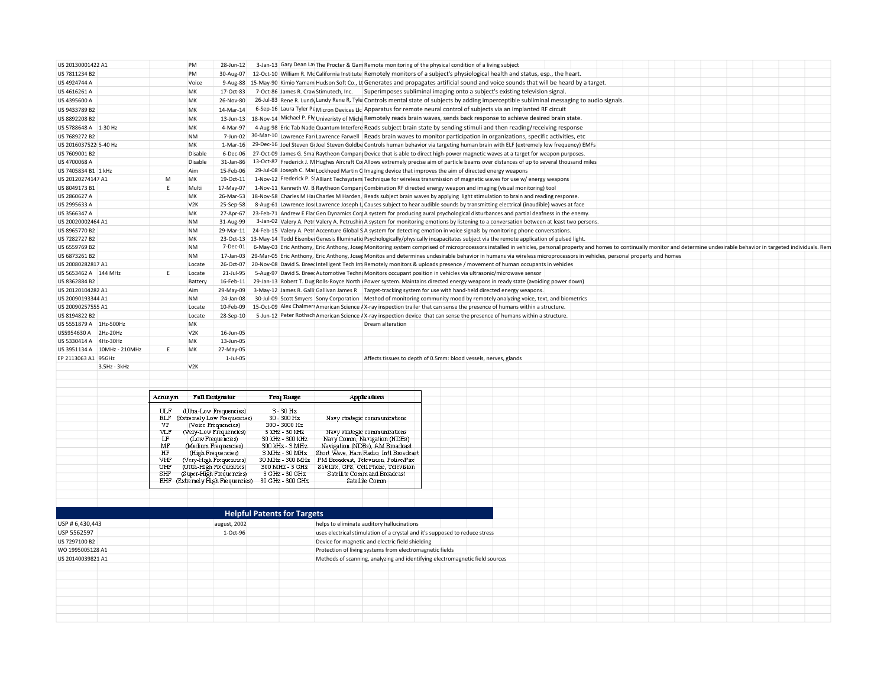| | | | | | | | | | |
|---|---|---|---|---|---|---|---|---|---|
| US 20130001422 A1 | | | PM | 28-Jun-12 | 3-Jan-13 | Gary Dean Lav | The Procter & Gam | Remote monitoring of the physical condition of a living subject | |
| US 7811234 B2 | | | PM | 30-Aug-07 | 12-Oct-10 | William R. Mc | California Institute | Remotely monitors of a subject's physiological health and status, esp., the heart. | |
| US 4924744 A | | | Voice | 9-Aug-88 | 15-May-90 | Kimio Yamam | Hudson Soft Co., Lt | Generates and propagates artificial sound and voice sounds that will be heard by a target. | |
| US 4616261 A | | | MK | 17-Oct-83 | 7-Oct-86 | James R. Craw | Stimutech, Inc. | Superimposes subliminal imaging onto a subject's existing television signal. | |
| US 4395600 A | | | MK | 26-Nov-80 | 26-Jul-83 | Rene R. Lundy | Lundy Rene R, Tyle | Controls mental state of subjects by adding imperceptible subliminal messaging to audio signals. | |
| US 9433789 B2 | | | MK | 14-Mar-14 | 6-Sep-16 | Laura Tyler Pe | Micron Devices Llc | Apparatus for remote neural control of subjects via an implanted RF circuit | |
| US 8892208 B2 | | | MK | 13-Jun-13 | 18-Nov-14 | Michael P. Fly | Univeristy of Michi | Remotely reads brain waves, sends back response to achieve desired brain state. | |
| US 5788648 A | 1-30 Hz | | MK | 4-Mar-97 | 4-Aug-98 | Eric Tab Nade | Quantum Interfere | Reads subject brain state by sending stimuli and then reading/receiving response | |
| US 7689272 B2 | | | NM | 7-Jun-02 | 30-Mar-10 | Lawrence Farr | Lawrence Farwell | Reads brain waves to monitor participation in organizations, specific activities, etc | |
| US 2016037522 | 5-40 Hz | | MK | 1-Mar-16 | 29-Dec-16 | Joel Steven Go | Joel Steven Goldbe | Controls human behavior via targeting human brain with ELF (extremely low frequency) EMFs | |
| US 7609001 B2 | | | Disable | 6-Dec-06 | 27-Oct-09 | James G. Sma | Raytheon Company | Device that is able to direct high-power magnetic waves at a target for weapon purposes. | |
| US 4700068 A | | | Disable | 31-Jan-86 | 13-Oct-87 | Frederick J. M | Hughes Aircraft Co | Allows extremely precise aim of particle beams over distances of up to several thousand miles | |
| US 7405834 B1 | 1 kHz | | Aim | 15-Feb-06 | 29-Jul-08 | Joseph C. Mar | Lockheed Martin C | Imaging device that improves the aim of directed energy weapons | |
| US 20120274147 A1 | | M | MK | 19-Oct-11 | 1-Nov-12 | Frederick P. S | Alliant Techsystem | Technique for wireless transmission of magnetic waves for use w/ energy weapons | |
| US 8049173 B1 | | E | Multi | 17-May-07 | 1-Nov-11 | Kenneth W. B | Raytheon Company | Combination RF directed energy weapon and imaging (visual monitoring) tool | |
| US 2860627 A | | | MK | 26-Mar-53 | 18-Nov-58 | Charles M Har | Charles M Harden, | Reads subject brain waves by applying light stimulation to brain and reading response. | |
| US 2995633 A | | | V2K | 25-Sep-58 | 8-Aug-61 | Lawrence Jose | Lawrence Joseph L | Causes subject to hear audible sounds by transmitting electrical (inaudible) waves at face | |
| US 3566347 A | | | MK | 27-Apr-67 | 23-Feb-71 | Andrew E Flar | Gen Dynamics Corp | A system for producing aural psychological disturbances and partial deafness in the enemy. | |
| US 20020002464 A1 | | | NM | 31-Aug-99 | 3-Jan-02 | Valery A. Petr | Valery A. Petrushin | A system for monitoring emotions by listening to a conversation between at least two persons. | |
| US 8965770 B2 | | | NM | 29-Mar-11 | 24-Feb-15 | Valery A. Petr | Accenture Global S | A system for detecting emotion in voice signals by monitoring phone conversations. | |
| US 7282727 B2 | | | MK | 23-Oct-13 | 13-May-14 | Todd Eisenbe | Genesis Illuminatio | Psychologically/physically incapacitates subject via the remote application of pulsed light. | |
| US 6559769 B2 | | | NM | 7-Dec-01 | 6-May-03 | Eric Anthony, | Eric Anthony, Josep | Monitoring system comprised of microprocessors installed in vehicles, personal property and homes to continually monitor and determine undesirable behavior in targeted individuals. Rem | |
| US 6873261 B2 | | | NM | 17-Jan-03 | 29-Mar-05 | Eric Anthony, | Eric Anthony, Josep | Monitos and determines undesirable behavior in humans via wireless microprocessors in vehicles, personal property and homes | |
| US 20080282817 A1 | | | Locate | 26-Oct-07 | 20-Nov-08 | David S. Bree | Intelligent Tech Int | Remotely monitors & uploads presence / movement of human occupants in vehicles | |
| US 5653462 A | 144 MHz | E | Locate | 21-Jul-95 | 5-Aug-97 | David S. Bree | Automotive Techno | Monitors occupant position in vehicles via ultrasonic/microwave sensor | |
| US 8362884 B2 | | | Battery | 16-Feb-11 | 29-Jan-13 | Robert T. Dug | Rolls-Royce North | Power system. Maintains directed energy weapons in ready state (avoiding power down) | |
| US 20120104282 A1 | | | Aim | 29-May-09 | 3-May-12 | James R. Galli | Gallivan James R | Target-tracking system for use with hand-held directed energy weapons. | |
| US 20090193344 A1 | | | NM | 24-Jan-08 | 30-Jul-09 | Scott Smyers | Sony Corporation | Method of monitoring community mood by remotely analyzing voice, text, and biometrics | |
| US 20090257555 A1 | | | Locate | 10-Feb-09 | 15-Oct-09 | Alex Chalmers | American Science A | X-ray inspection trailer that can sense the presence of humans within a structure. | |
| US 8194822 B2 | | | Locate | 28-Sep-10 | 5-Jun-12 | Peter Rothsch | American Science A | X-ray inspection device that can sense the presence of humans within a structure. | |
| US 5551879 A | 1Hz-500Hz | | MK | | | | | Dream alteration | |
| US5954630 A | 2Hz-20Hz | | V2K | 16-Jun-05 | | | | | |
| US 5330414 A | 4Hz-30Hz | | MK | 13-Jun-05 | | | | | |
| US 3951134 A | 10MHz - 210MHz | E | MK | 27-May-05 | | | | | |
| EP 2113063 A1 | 95GHz | | | 1-Jul-05 | | | | Affects tissues to depth of 0.5mm: blood vessels, nerves, glands | |
| | 3.5Hz - 3kHz | | V2K | | | | | | |

| Acronym | Full Designator | Freq Range | Applications |
|---|---|---|---|
| ULF | (Ultra-Low Frequencies) | 3 - 30 Hz | |
| ELF | (Extremely Low Frequencies) | 30 - 300 Hz | Navy strategic communications |
| VF | (Voice Frequencies) | 300 - 3000 Hz | |
| VLF | (Very-Low Frequencies) | 3 kHz - 30 kHz | Navy strategic communications |
| LF | (Low Frequencies) | 30 kHz - 300 kHz | Navy Comm, Navigation (NDEs) |
| MF | (Medium Frequencies) | 300 kHz - 3 MHz | Navigation (NDBs), AM Broadcast |
| HF | (High Frequencies) | 3 MHz - 30 MHz | Short Wave, Ham Radio, Int'l Broadcast |
| VHF | (Very-High Frequencies) | 30 MHz - 300 MHz | FM Broadcast, Television, Police/Fire |
| UHF | (Ultra-High Frequencies) | 300 MHz - 3 GHz | Satellite, GPS, Cell Phone, Television |
| SHF | (Super-High Frequencies) | 3 GHz - 30 GHz | Satellite Comm and Broadcast |
| EHF | (Extremely High Frequencies) | 30 GHz - 300 GHz | Satellite Comm |

## Helpful Patents for Targets

| | | |
|---|---|---|
| USP # 6,430,443 | august, 2002 | helps to eliminate auditory hallucinations |
| USP 5562597 | 1-Oct-96 | uses electrical stimulation of a crystal and it's supposed to reduce stress |
| US 7297100 B2 | | Device for magnetic and electric field shielding |
| WO 1995005128 A1 | | Protection of living systems from electromagnetic fields |
| US 20140039821 A1 | | Methods of scanning, analyzing and identifying electromagnetic field sources |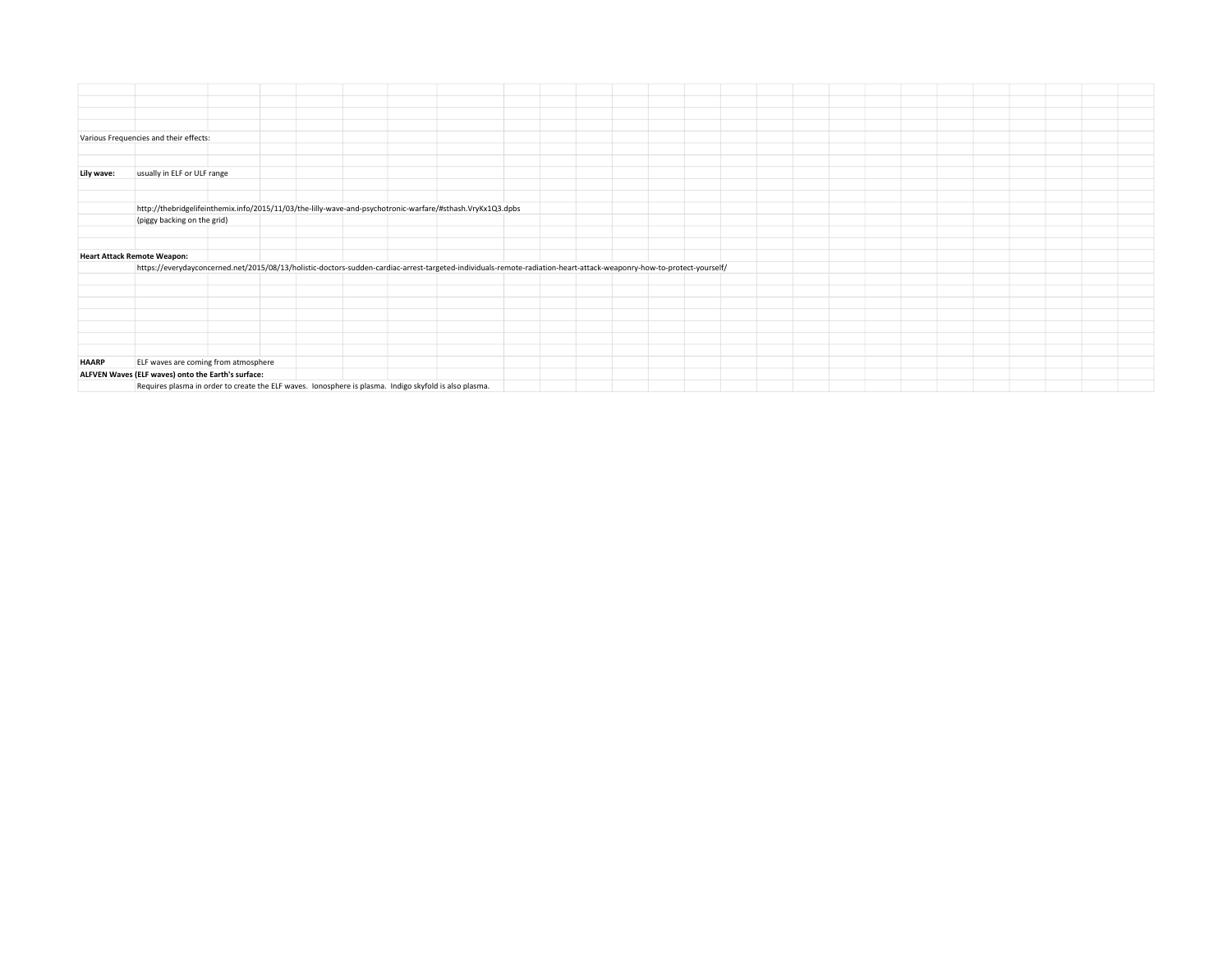Various Frequencies and their effects:

**Lily wave:** usually in ELF or ULF range

http://thebridgelifeinthemix.info/2015/11/03/the-lilly-wave-and-psychotronic-warfare/#sthash.VryKx1Q3.dpbs
(piggy backing on the grid)

**Heart Attack Remote Weapon:**
https://everydayconcerned.net/2015/08/13/holistic-doctors-sudden-cardiac-arrest-targeted-individuals-remote-radiation-heart-attack-weaponry-how-to-protect-yourself/

**HAARP** ELF waves are coming from atmosphere

**ALFVEN Waves (ELF waves) onto the Earth's surface:**
Requires plasma in order to create the ELF waves. Ionosphere is plasma. Indigo skyfold is also plasma.